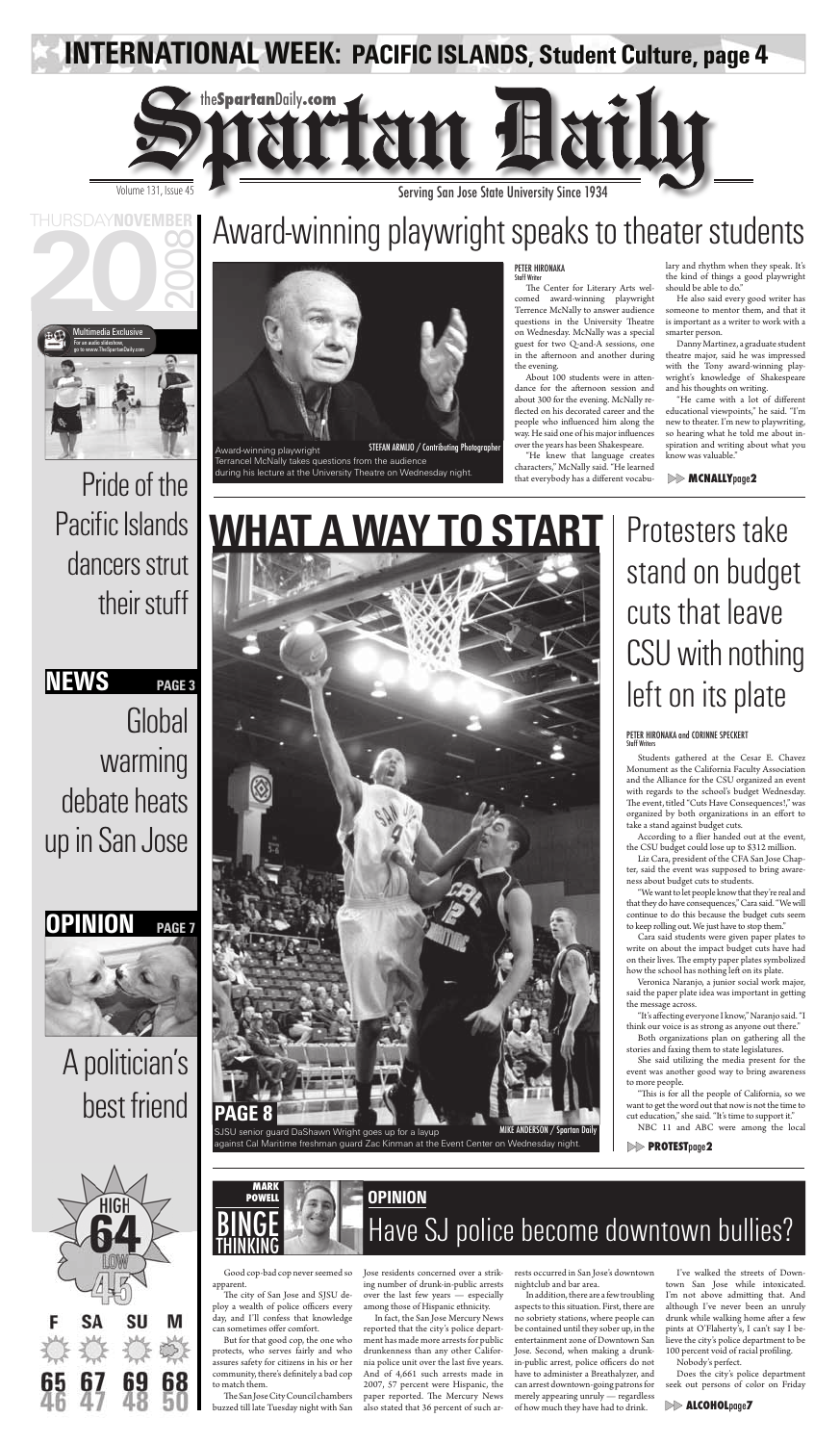# INTERNATIONAL WEEK: PACIFIC ISLANDS, Student Culture, page 4

theSpartanDaily.com

# Spartan Daily

Volume 131, Issue 45

Serving San Jose State University Since 1934

THURSDAY NOVEMBER 20 2008

Multimedia Exclusive
For an audio slideshow, go to www.TheSpartanDaily.com

Pride of the Pacific Islands dancers strut their stuff

**NEWS** PAGE 3

Global warming debate heats up in San Jose

**OPINION** PAGE 7

A politician's best friend

HIGH 64 LOW 45

| F | SA | SU | M |
|---|---|---|---|
| 65 | 67 | 69 | 68 |
| 46 | 47 | 48 | 50 |

## Award-winning playwright speaks to theater students

STEFAN ARMIJO / Contributing Photographer

Award-winning playwright Terrancel McNally takes questions from the audience during his lecture at the University Theatre on Wednesday night.

**PETER HIRONAKA**
Staff Writer

The Center for Literary Arts welcomed award-winning playwright Terrence McNally to answer audience questions in the University Theatre on Wednesday. McNally was a special guest for two Q-and-A sessions, one in the afternoon and another during the evening.

About 100 students were in attendance for the afternoon session and about 300 for the evening. McNally reflected on his decorated career and the people who influenced him along the way. He said one of his major influences over the years has been Shakespeare.

"He knew that language creates characters," McNally said. "He learned that everybody has a different vocabulary and rhythm when they speak. It's the kind of things a good playwright should be able to do."

He also said every good writer has someone to mentor them, and that it is important as a writer to work with a smarter person.

Danny Martinez, a graduate student theatre major, said he was impressed with the Tony award-winning playwright's knowledge of Shakespeare and his thoughts on writing.

"He came with a lot of different educational viewpoints," he said. "I'm new to theater. I'm new to playwriting, so hearing what he told me about inspiration and writing about what you know was valuable."

MCNALLY page 2

## WHAT A WAY TO START

PAGE 8

MIKE ANDERSON / Spartan Daily

SJSU senior guard DaShawn Wright goes up for a layup against Cal Maritime freshman guard Zac Kinman at the Event Center on Wednesday night.

## Protesters take stand on budget cuts that leave CSU with nothing left on its plate

**PETER HIRONAKA and CORINNE SPECKERT**
Staff Writers

Students gathered at the Cesar E. Chavez Monument as the California Faculty Association and the Alliance for the CSU organized an event with regards to the school's budget Wednesday. The event, titled "Cuts Have Consequences!," was organized by both organizations in an effort to take a stand against budget cuts.

According to a flier handed out at the event, the CSU budget could lose up to $312 million.

Liz Cara, president of the CFA San Jose Chapter, said the event was supposed to bring awareness about budget cuts to students.

"We want to let people know that they're real and that they do have consequences," Cara said. "We will continue to do this because the budget cuts seem to keep rolling out. We just have to stop them."

Cara said students were given paper plates to write on about the impact budget cuts have had on their lives. The empty paper plates symbolized how the school has nothing left on its plate.

Veronica Naranjo, a junior social work major, said the paper plate idea was important in getting the message across.

"It's affecting everyone I know," Naranjo said. "I think our voice is as strong as anyone out there."

Both organizations plan on gathering all the stories and faxing them to state legislatures.

She said utilizing the media present for the event was another good way to bring awareness to more people.

"This is for all the people of California, so we want to get the word out that now is not the time to cut education," she said. "It's time to support it."

NBC 11 and ABC were among the local

PROTEST page 2

**MARK POWELL** BINGE THINKING

## OPINION

## Have SJ police become downtown bullies?

Good cop-bad cop never seemed so apparent.

The city of San Jose and SJSU deploy a wealth of police officers every day, and I'll confess that knowledge can sometimes offer comfort.

But for that good cop, the one who protects, who serves fairly and who assures safety for citizens in his or her community, there's definitely a bad cop to match them.

The San Jose City Council chambers buzzed till late Tuesday night with San Jose residents concerned over a striking number of drunk-in-public arrests over the last few years — especially among those of Hispanic ethnicity.

In fact, the San Jose Mercury News reported that the city's police department has made more arrests for public drunkenness than any other California police unit over the last five years. And of 4,661 such arrests made in 2007, 57 percent were Hispanic, the paper reported. The Mercury News also stated that 36 percent of such arrests occurred in San Jose's downtown nightclub and bar area.

In addition, there are a few troubling aspects to this situation. First, there are no sobriety stations, where people can be contained until they sober up, in the entertainment zone of Downtown San Jose. Second, when making a drunk-in-public arrest, police officers do not have to administer a Breathalyzer, and can arrest downtown-going patrons for merely appearing unruly — regardless of how much they have had to drink.

I've walked the streets of Downtown San Jose while intoxicated. I'm not above admitting that. And although I've never been an unruly drunk while walking home after a few pints at O'Flaherty's, I can't say I believe the city's police department to be 100 percent void of racial profiling.

Nobody's perfect.

Does the city's police department seek out persons of color on Friday

ALCOHOL page 7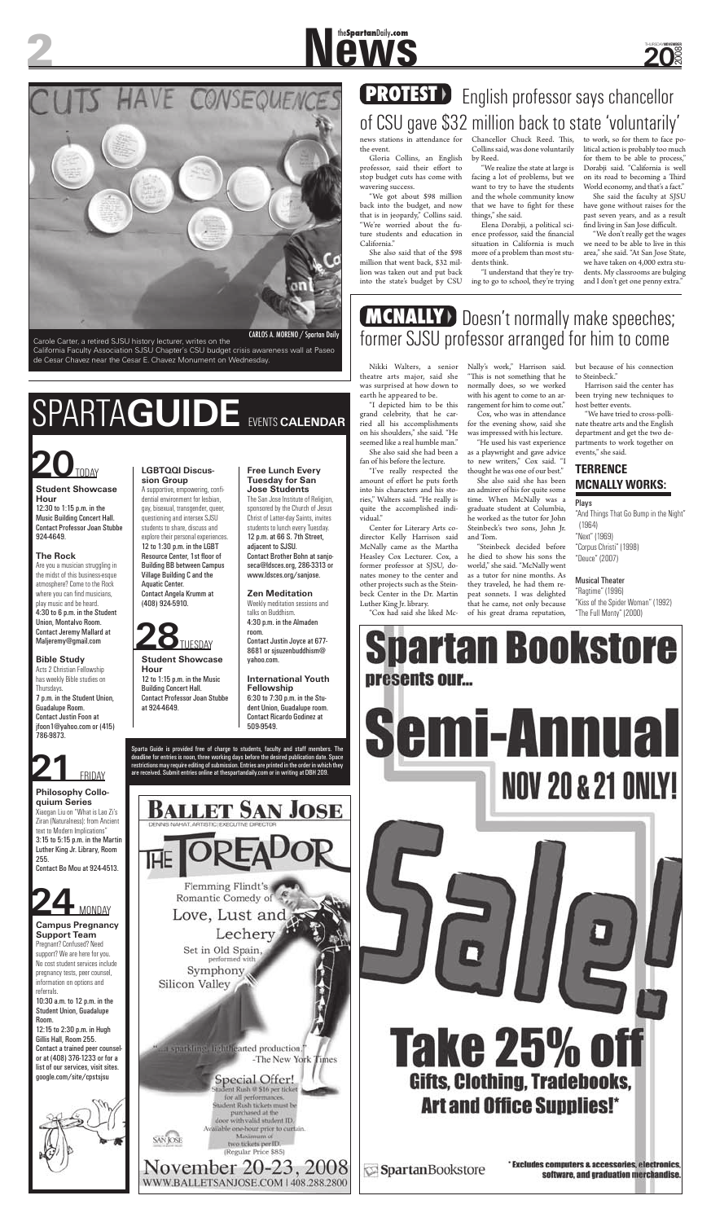## PROTEST ▸ English professor says chancellor of CSU gave $32 million back to state 'voluntarily'

news stations in attendance for the event.

Gloria Collins, an English professor, said their effort to stop budget cuts has come with wavering success.

"We got about $98 million back into the budget, and now that is in jeopardy," Collins said. "We're worried about the future students and education in California."

She also said that of the $98 million that went back, $32 million was taken out and put back into the state's budget by CSU Chancellor Chuck Reed. This, Collins said, was done voluntarily by Reed.

"We realize the state at large is facing a lot of problems, but we want to try to have the students and the whole community know that we have to fight for these things," she said.

Elena Dorabji, a political science professor, said the financial situation in California is much more of a problem than most students think.

"I understand that they're trying to go to school, they're trying to work, so for them to face political action is probably too much for them to be able to process," Dorabji said. "California is well on its road to becoming a Third World economy, and that's a fact."

She said the faculty at SJSU have gone without raises for the past seven years, and as a result find living in San Jose difficult.

"We don't really get the wages we need to be able to live in this area," she said. "At San Jose State, we have taken on 4,000 extra students. My classrooms are bulging and I don't get one penny extra."

CARLOS A. MORENO / Spartan Daily

Carole Carter, a retired SJSU history lecturer, writes on the California Faculty Association SJSU Chapter's CSU budget crisis awareness wall at Paseo de Cesar Chavez near the Cesar E. Chavez Monument on Wednesday.

## MCNALLY ▸ Doesn't normally make speeches; former SJSU professor arranged for him to come

Nikki Walters, a senior theatre arts major, said she was surprised at how down to earth he appeared to be.

"I depicted him to be this grand celebrity, that he carried all his accomplishments on his shoulders," she said. "He seemed like a real humble man."

She also said she had been a fan of his before the lecture.

"I've really respected the amount of effort he puts forth into his characters and his stories," Walters said. "He really is quite the accomplished individual."

Center for Literary Arts co-director Kelly Harrison said McNally came as the Martha Heasley Cox Lecturer. Cox, a former professor at SJSU, donates money to the center and other projects such as the Steinbeck Center in the Dr. Martin Luther King Jr. library.

"Cox had said she liked McNally's work," Harrison said. "This is not something that he normally does, so we worked with his agent to come to an arrangement for him to come out."

Cox, who was in attendance for the evening show, said she was impressed with his lecture.

"He used his vast experience as a playwright and gave advice to new writers," Cox said. "I thought he was one of our best."

She also said she has been an admirer of his for quite some time. When McNally was a graduate student at Columbia, he worked as the tutor for John Steinbeck's two sons, John Jr. and Tom.

"Steinbeck decided before he died to show his sons the world," she said. "McNally went as a tutor for nine months. As they traveled, he had them repeat sonnets. I was delighted that he came, not only because of his great drama reputation, but because of his connection to Steinbeck."

Harrison said the center has been trying new techniques to host better events.

"We have tried to cross-pollinate theatre arts and the English department and get the two departments to work together on events," she said.

### TERRENCE MCNALLY WORKS:

**Plays**
- "And Things That Go Bump in the Night" (1964)
- "Next" (1969)
- "Corpus Christi" (1998)
- "Deuce" (2007)

**Musical Theater**
- "Ragtime" (1996)
- "Kiss of the Spider Woman" (1992)
- "The Full Monty" (2000)

# SPARTA**GUIDE** EVENTS CALENDAR

## 20 TODAY

**Student Showcase Hour**
12:30 to 1:15 p.m. in the Music Building Concert Hall.
Contact Professor Joan Stubbe 924-4649.

**The Rock**
Are you a musician struggling in the midst of this business-esque atmosphere? Come to the Rock where you can find musicians, play music and be heard.
4:30 to 6 p.m. in the Student Union, Montalvo Room.
Contact Jeremy Mallard at Maljeremy@gmail.com

**Bible Study**
Acts 2 Christian Fellowship has weekly Bible studies on Thursdays.
7 p.m. in the Student Union, Guadalupe Room.
Contact Justin Foon at jfoon1@yahoo.com or (415) 786-9873.

**LGBTQQI Discussion Group**
A supportive, empowering, confidential environment for lesbian, gay, bisexual, transgender, queer, questioning and intersex SJSU students to share, discuss and explore their personal experiences.
12 to 1:30 p.m. in the LGBT Resource Center, 1st floor of Building BB between Campus Village Building C and the Aquatic Center.
Contact Angela Krumm at (408) 924-5910.

**Free Lunch Every Tuesday for San Jose Students**
The San Jose Institute of Religion, sponsored by the Church of Jesus Christ of Latter-day Saints, invites students to lunch every Tuesday.
12 p.m. at 66 S. 7th Street, adjacent to SJSU.
Contact Brother Bohn at sanjoseca@ldsces.org, 286-3313 or www.ldsces.org/sanjose.

**Zen Meditation**
Weekly meditation sessions and talks on Buddhism.
4:30 p.m. in the Almaden room.
Contact Justin Joyce at 677-8681 or sjsuzenbuddhism@yahoo.com.

**International Youth Fellowship**
6:30 to 7:30 p.m. in the Student Union, Guadalupe room.
Contact Ricardo Godinez at 509-9549.

## 21 FRIDAY

**Philosophy Colloquium Series**
Xiaogan Liu on "What is Lao Zi's Ziran (Naturalness): from Ancient text to Modern Implications"
3:15 to 5:15 p.m. in the Martin Luther King Jr. Library, Room 255.
Contact Bo Mou at 924-4513.

## 24 MONDAY

**Campus Pregnancy Support Team**
Pregnant? Confused? Need support? We are here for you. No cost student services include pregnancy tests, peer counsel, information on options and referrals.
10:30 a.m. to 12 p.m. in the Student Union, Guadalupe Room.
12:15 to 2:30 p.m. in Hugh Gillis Hall, Room 255.
Contact a trained peer counselor at (408) 376-1233 or for a list of our services, visit sites.google.com/site/cpstsjsu

## 28 TUESDAY

**Student Showcase Hour**
12 to 1:15 p.m. in the Music Building Concert Hall.
Contact Professor Joan Stubbe at 924-4649.

Sparta Guide is provided free of charge to students, faculty and staff members. The deadline for entries is noon, three working days before the desired publication date. Space restrictions may require editing of submission. Entries are printed in the order in which they are received. Submit entries online at thespartandaily.com or in writing at DBH 209.

**BALLET SAN JOSE**
DENNIS NAHAT, ARTISTIC/EXECUTIVE DIRECTOR

THE TOREADOR
Flemming Flindt's Romantic Comedy of
Love, Lust and Lechery
Set in Old Spain, performed with Symphony Silicon Valley

"...a sparkling, lighthearted production." -The New York Times

Special Offer!
Student Rush @ $16 per ticket for all performances.
Student Rush tickets must be purchased at the door with valid student ID.
Available one-hour prior to curtain.
Maximum of two tickets per ID.
(Regular Price $85)

November 20-23, 2008
WWW.BALLETSANJOSE.COM | 408.288.2800

**Spartan Bookstore**
presents our...
Semi-Annual
NOV 20 & 21 ONLY!
Sale!
Take 25% off
Gifts, Clothing, Tradebooks, Art and Office Supplies!*

SpartanBookstore

\* Excludes computers & accessories, electronics, software, and graduation merchandise.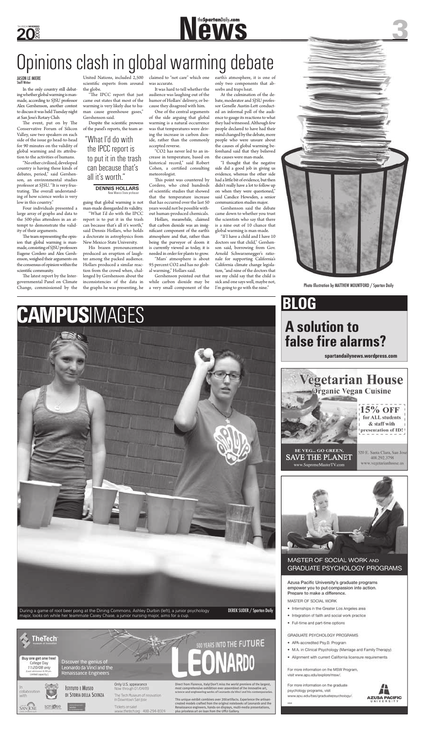# Opinions clash in global warming debate

JASON LE MIERE
Staff Writer

In the only country still debating whether global warming is man-made, according to SJSU professor Alex Gershenson, another contest to discuss it was held Tuesday night at San José's Rotary Club.

The event, put on by The Conservative Forum of Silicon Valley, saw two speakers on each side of the issue go head-to-head for 90 minutes on the validity of global warming and its attribution to the activities of humans.

"No other civilized, developed country is having these kinds of debates, period," said Gershenson, an environmental studies professor at SJSU. "It is very frustrating. The overall understanding of how science works is very low in this country."

Four individuals presented a large array of graphs and data to the 500-plus attendees in an attempt to demonstrate the validity of their arguments.

The team representing the opinion that global warming is man-made, consisting of SJSU professors Eugene Cordero and Alex Gershenson, weighed their arguments on the consensus of opinion within the scientific community.

The latest report by the Intergovernmental Panel on Climate Change, commissioned by the United Nations, included 2,500 scientific experts from around the globe.

"The IPCC report that just came out states that most of the warming is very likely due to human cause greenhouse gases," Gershenson said.

Despite the scientific prowess of the panel's reports, the team arguing that global warming is not man-made disregarded its validity.

> "What I'd do with the IPCC report is to put it in the trash can because that's all it's worth."
>
> **DENNIS HOLLARS**
> New Mexico State professor

"What I'd do with the IPCC report is to put it in the trash can because that's all it's worth," said Dennis Hollars, who holds a doctorate in astrophysics from New Mexico State University.

His brazen pronouncement produced an eruption of laughter among the packed audience. Hollars produced a similar reaction from the crowd when, challenged by Gershenson about the inconsistencies of the data in the graphs he was presenting, he claimed to "not care" which one was accurate.

It was hard to tell whether the audience was laughing out of the humor of Hollars' delivery, or because they disagreed with him.

One of the central arguments of the side arguing that global warming is a natural occurrence was that temperatures were driving the increase in carbon dioxide, rather than the commonly accepted reverse.

"CO2 has never led to an increase in temperature, based on historical record," said Robert Cohen, a certified consulting meteorologist.

This point was countered by Cordero, who cited hundreds of scientific studies that showed that the temperature increase that has occurred over the last 50 years would not be possible without human-produced chemicals.

Hollars, meanwhile, claimed that carbon dioxide was an insignificant component of the earth's atmosphere and that, rather than being the purveyor of doom it is currently viewed as today, it is needed in order for plants to grow.

"Mars' atmosphere is about 95 percent CO2 and has no global warming," Hollars said.

Gershenson pointed out that while carbon dioxide may be a very small component of the earth's atmosphere, it is one of only two components that absorbs and traps heat.

At the culmination of the debate, moderator and SJSU professor Genelle Austin-Lett conducted an informal poll of the audience to gauge its reactions to what they had witnessed. Although few people declared to have had their mind changed by the debate, more people who were unsure about the causes of global warming beforehand said that they believed the causes were man-made.

"I thought that the negative side did a good job in giving us evidence, whereas the other side had a little bit of evidence, but then didn't really have a lot to follow up on when they were questioned," said Candice Howsden, a senior communication studies major.

Gershenson said the debate came down to whether you trust the scientists who say that there is a nine out of 10 chance that global warming is man-made.

"If I have a child and I have 10 doctors see that child," Gershenson said, borrowing from Gov. Arnold Schwarzenegger's rationale for supporting California's California climate change legislation, "and nine of the doctors that see my child say that the child is sick and one says well, maybe not, I'm going to go with the nine."

Photo Illustration by MATTHEW MOUNTFORD / Spartan Daily

# CAMPUSIMAGES

During a game of root beer pong at the Dining Commons, Ashley Durbin (left), a junior psychology major, looks on while her teammate Casey Chase, a junior nursing major, aims for a cup.

DEREK SIJDER / Spartan Daily

# BLOG

## A solution to false fire alarms?

spartandailynews.wordpress.com

**Vegetarian House**
Organic Vegan Cuisine

15% OFF for ALL students & staff with presentation of ID!

BE VEG... GO GREEN. SAVE THE PLANET
www.SupremeMasterTV.com

520 E. Santa Clara, San Jose
408.292.3798
www.vegetarianhouse.us

MASTER OF SOCIAL WORK AND GRADUATE PSYCHOLOGY PROGRAMS

Azusa Pacific University's graduate programs empower you to put compassion into action. Prepare to make a difference.

MASTER OF SOCIAL WORK

- Internships in the Greater Los Angeles area
- Integration of faith and social work practice
- Full-time and part-time options

GRADUATE PSYCHOLOGY PROGRAMS

- APA-accredited Psy.D. Program
- M.A. in Clinical Psychology (Marriage and Family Therapy)
- Alignment with current California licensure requirements

For more information on the MSW Program, visit www.apu.edu/explore/msw/.

For more information on the graduate psychology programs, visit www.apu.edu/bas/graduatepsychology/.

AZUSA PACIFIC UNIVERSITY

TheTech Museum of Innovation

Buy one get one free! College Day 11/20/08 only (Last admission 6:30 pm. Limited capacity.)

Discover the genius of Leonardo da Vinci and the Renaissance Engineers

500 YEARS INTO THE FUTURE LEONARDO

In collaboration with Istituto e Museo di Storia della Scienza

Only U.S. appearance Now through 01/04/09

The Tech Museum of Innovation in Downtown San Jose

Tickets on sale! www.thetech.org 408-294-8324

Direct from Florence, Italy! Don't miss the world premiere of the largest, most comprehensive exhibition ever assembled of the innovative art, science and engineering works of Leonardo da Vinci and his contemporaries.

This unique exhibit combines over 200 artifacts. Experience the artisan-created models crafted from the original notebooks of Leonardo and the Renaissance engineers, hands-on displays, multi-media presentations, plus priceless art on loan from the Uffizi Gallery.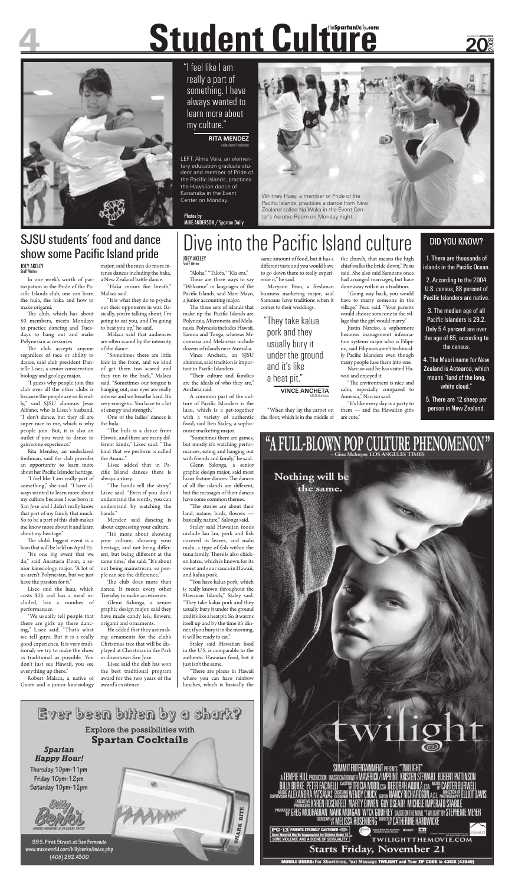# Student Culture

"I feel like I am really a part of something. I have always wanted to learn more about my culture."

**RITA MENDEZ**
undeclared freshman

LEFT: Alma Vera, an elementary education graduate student and member of Pride of the Pacific Islands, practices the Hawaiian dance of Kananaka in the Event Center on Monday.

Photos by MIKE ANDERSON / Spartan Daily

Whitney Huey, a member of Pride of the Pacific Islands, practices a dance from New Zealand called Na Waka in the Event Center's Aerobic Room on Monday night.

## SJSU students' food and dance show some Pacific Island pride

JOEY AKELEY
Staff Writer

In one week's worth of participation in the Pride of the Pacific Islands club, one can learn the hula, the haka and how to make origami.

The club, which has about 50 members, meets Mondays to practice dancing and Tuesdays to hang out and make Polynesian accessories.

The club accepts anyone regardless of race or ability to dance, said club president Danielle Lisec, a senior conservation biology and geology major.

"I guess why people join this club over all the other clubs is because the people are so friendly," said SJSU alumnus Jesse Alifano, who is Lisec's husband. "I don't dance, but they all are super nice to me, which is why people join. But, it is also an outlet if you want to dance to gain some experience."

Rita Mendez, an undeclared freshman, said the club provides an opportunity to learn more about her Pacific Islander heritage.

"I feel like I am really part of something," she said. "I have always wanted to learn more about my culture because I was born in San Jose and I didn't really know that part of my family that much. So to be a part of this club makes me know more about it and learn about my heritage."

The club's biggest event is a luau that will be held on April 25.

"It's one big event that we do," said Anastasia Doan, a senior kinesiology major. "A lot of us aren't Polynesian, but we just have the passion for it."

Lisec said the luau, which costs $25 and has a meal included, has a number of performances.

"We usually tell people that there are girls up there dancing," Lisec said. "That's what we tell guys. But it is a really good experience. It is very traditional; we try to make the show as traditional as possible. You don't just see Hawaii, you see everything up there."

Robert Malaca, a native of Guam and a junior kinesiology major, said the men do more intense dances including the haka, a New Zealand battle dance.

"Haka means fire breath," Malaca said.

"It is what they do to psyche out their opponents in war. Basically, you're talking about, I'm going to eat you, and I'm going to beat you up," he said.

Malaca said that audiences are often scared by the intensity of the dance.

"Sometimes there are little kids in the front, and we kind of get them too scared and they run to the back," Malaca said. "Sometimes our tongue is hanging out, our eyes are really intense and we breathe hard. It's very energetic. You have to a lot of energy and strength."

One of the ladies' dances is the hula.

"The hula is a dance from Hawaii, and there are many different kinds," Lisec said. "The kind that we perform is called the Auana."

Lisec added that in Pacific Island dances there is always a story.

"The hands tell the story," Lisec said. "Even if you don't understand the words, you can understand by watching the hands."

Mendez said dancing is about expressing your culture.

"It's more about showing your culture, showing your heritage, and not being different, but being different at the same time," she said. "It's about not being mainstream, so people can see the difference."

The club does more than dance. It meets every other Tuesday to make accessories.

Glenn Salonga, a senior graphic design major, said they have made candy leis, flowers, origami and ornaments.

He added that they are making ornaments for the club's Christmas tree that will be displayed at Christmas in the Park in downtown San Jose.

Lisec said the club has won the best traditional program award for the two years of the award's existence.

# Dive into the Pacific Island culture

JOEY AKELEY
Staff Writer

"Aloha." "Talofa." "Kia ora."

These are three ways to say "Welcome" in languages of the Pacific Islands, said Marc Mayo, a junior accounting major.

The three sets of islands that make up the Pacific Islands are Polynesia, Micronesia and Melanesia. Polynesia includes Hawaii, Samoa and Tonga, whereas Micronesia and Melanesia include dozens of islands near Australia.

Vince Ancheta, an SJSU alumnus, said tradition is important to Pacific Islanders.

"Their culture and families are the ideals of who they are," Ancheta said.

A common part of the culture of Pacific Islanders is the luau, which is a get-together with a variety of authentic food, said Ben Staley, a sophomore marketing major.

"Sometimes there are games, but mostly it's watching performances, eating and hanging out with friends and family," he said.

Glenn Salonga, a senior graphic design major, said most luaus feature dances. The dances of all the islands are different, but the messages of their dances have some common themes.

"The stories are about their land, nature, birds, flowers — basically, nature," Salonga said.

Staley said Hawaiian foods include lau lau, pork and fish covered in leaves, and mahi mahi, a type of fish within the tuna family. There is also chicken katsu, which is known for its sweet and sour sauce in Hawaii, and kalua pork.

"You have kalua pork, which is really known throughout the Hawaiian Islands," Staley said. "They take kalua pork and they usually bury it under the ground and it's like a heat pit. So, it warms itself up and by the time it's dinner, if you bury it in the morning, it will be ready to eat."

Staley said Hawaiian food in the U.S. is comparable to the authentic Hawaiian food, but it just isn't the same.

"There are places in Hawaii where you can have rainbow lunches, which is basically the same amount of food, but it has a different taste and you would have to go down there to really experience it," he said.

Maryann Peau, a freshman business marketing major, said Samoans have traditions when it comes to their weddings.

"They take kalua pork and they usually bury it under the ground and it's like a heat pit."

**VINCE ANCHETA**
SJSU alumnus

"When they lay the carpet on the floor, which is in the middle of the church, that means the high chief walks the bride down," Peau said. She also said Samoans once had arranged marriages, but have done away with it as a tradition.

"Going way back, you would have to marry someone in the village," Peau said. "Your parents would choose someone in the village that the girl would marry."

Justin Narciso, a sophomore business management information systems major who is Filipino, said Filipinos aren't technically Pacific Islanders even though many people fuse them into one.

Narciso said he has visited Hawaii and enjoyed it.

"The environment is nice and calm, especially compared to America," Narciso said.

"It's like every day is a party to them — and the Hawaiian girls are cute."

## DID YOU KNOW?

1. There are thousands of islands in the Pacific Ocean.

2. According to the 2004 U.S. census, 88 percent of Pacific Islanders are native.

3. The median age of all Pacific Islanders is 29.2. Only 5.4 percent are over the age of 65, according to the census.

4. The Maori name for New Zealand is Aotearoa, which means "land of the long, white cloud."

5. There are 12 sheep per person in New Zealand.

---

**Ever been bitten by a shark?**

Explore the possibilities with **Spartan Cocktails**

*Spartan Happy Hour!*
Thursday 10pm-11pm
Friday 10pm-12pm
Saturday 10pm-12pm

99 S. First Street at San Fernando
www.maxsworld.com/billyberks/index.php
(408) 292.4300

---

"A FULL-BLOWN POP CULTURE PHENOMENON" – Gina McIntyre, LOS ANGELES TIMES

Nothing will be the same.

twilight

Starts Friday, November 21

TWILIGHTTHEMOVIE.COM

MOBILE USERS: For Showtimes, Text Message TWILIGHT and Your ZIP CODE to 43KIX (43549)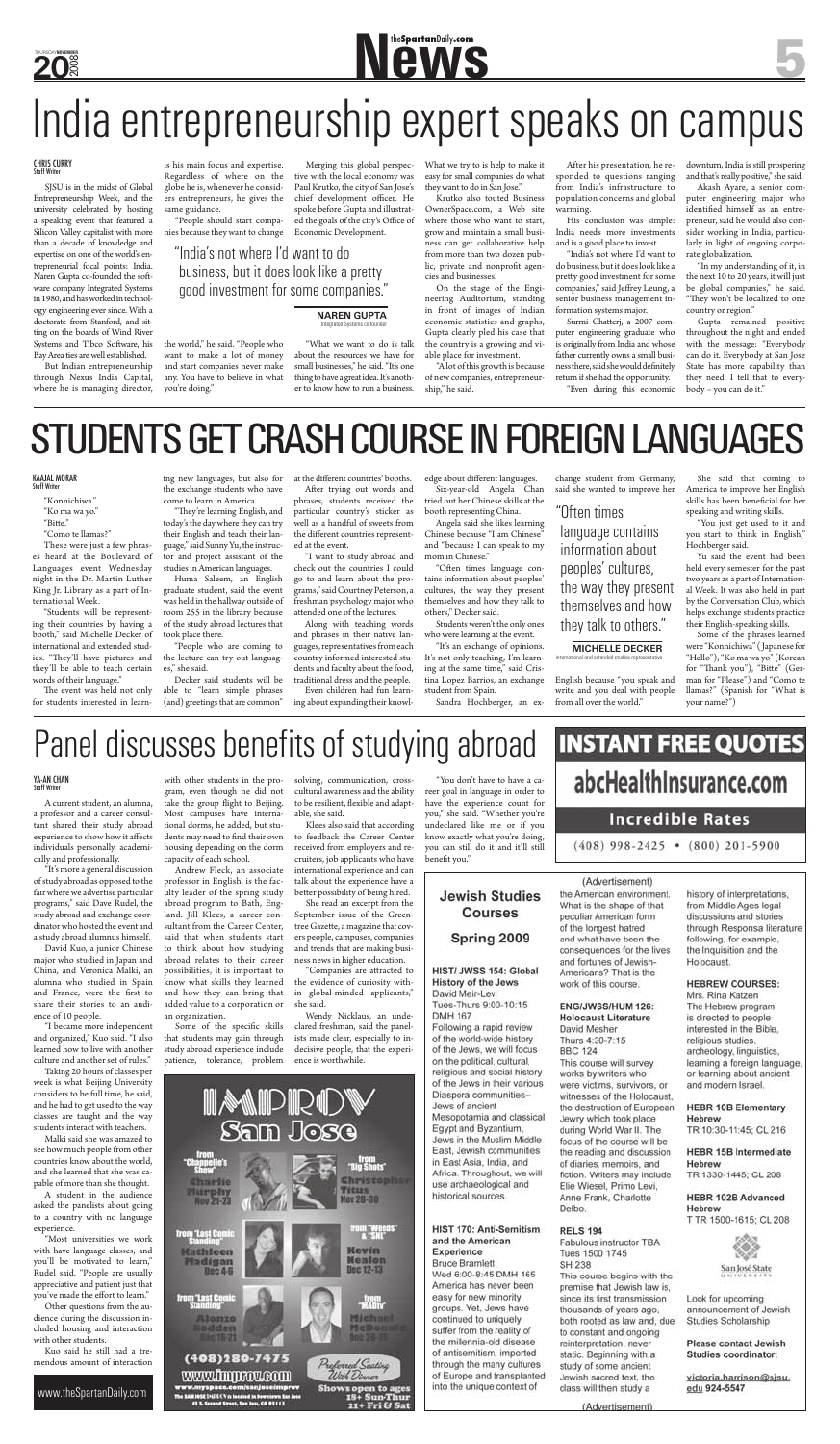# India entrepreneurship expert speaks on campus

CHRIS CURRY
Staff Writer

SJSU is in the midst of Global Entrepreneurship Week, and the university celebrated by hosting a speaking event that featured a Silicon Valley capitalist with more than a decade of knowledge and expertise on one of the world's entrepreneurial focal points: India. Naren Gupta co-founded the software company Integrated Systems in 1980, and has worked in technology engineering ever since. With a doctorate from Stanford, and sitting on the boards of Wind River Systems and Tibco Software, his Bay Area ties are well established.

But Indian entrepreneurship through Nexus India Capital, where he is managing director, is his main focus and expertise. Regardless of where on the globe he is, whenever he considers entrepreneurs, he gives the same guidance.

"People should start companies because they want to change the world," he said. "People who want to make a lot of money and start companies never make any. You have to believe in what you're doing."

Merging this global perspective with the local economy was Paul Krutko, the city of San Jose's chief development officer. He spoke before Gupta and illustrated the goals of the city's Office of Economic Development.

> "India's not where I'd want to do business, but it does look like a pretty good investment for some companies."
>
> **NAREN GUPTA**
> Integrated Systems co-founder

"What we want to do is talk about the resources we have for small businesses," he said. "It's one thing to have a great idea. It's another to know how to run a business. What we try to is help to make it easy for small companies do what they want to do in San Jose."

Krutko also touted Business OwnerSpace.com, a Web site where those who want to start, grow and maintain a small business can get collaborative help from more than two dozen public, private and nonprofit agencies and businesses.

On the stage of the Engineering Auditorium, standing in front of images of Indian economic statistics and graphs, Gupta clearly pled his case that the country is a growing and viable place for investment.

"A lot of this growth is because of new companies, entrepreneurship," he said.

After his presentation, he responded to questions ranging from India's infrastructure to population concerns and global warming.

His conclusion was simple: India needs more investments and is a good place to invest.

"India's not where I'd want to do business, but it does look like a pretty good investment for some companies," said Jeffrey Leung, a senior business management information systems major.

Surmi Chatterj, a 2007 computer engineering graduate who is originally from India and whose father currently owns a small business there, said she would definitely return if she had the opportunity.

"Even during this economic downturn, India is still prospering and that's really positive," she said.

Akash Ayare, a senior computer engineering major who identified himself as an entrepreneur, said he would also consider working in India, particularly in light of ongoing corporate globalization.

"In my understanding of it, in the next 10 to 20 years, it will just be global companies," he said. "They won't be localized to one country or region."

Gupta remained positive throughout the night and ended with the message: "Everybody can do it. Everybody at San Jose State has more capability than they need. I tell that to everybody – you can do it."

# STUDENTS GET CRASH COURSE IN FOREIGN LANGUAGES

KAAJAL MORAR
Staff Writer

"Konnichiwa."

"Ko ma wa yo."

"Bitte."

"Como te llamas?"

These were just a few phrases heard at the Boulevard of Languages event Wednesday night in the Dr. Martin Luther King Jr. Library as a part of International Week.

"Students will be representing their countries by having a booth," said Michelle Decker of international and extended studies. "They'll have pictures and they'll be able to teach certain words of their language."

The event was held not only for students interested in learning new languages, but also for the exchange students who have come to learn in America.

"They're learning English, and today's the day where they can try their English and teach their language," said Sunny Yu, the instructor and project assistant of the studies in American languages.

Huma Saleem, an English graduate student, said the event was held in the hallway outside of room 255 in the library because of the study abroad lectures that took place there.

"People who are coming to the lecture can try out languages," she said.

Decker said students will be able to "learn simple phrases (and) greetings that are common" at the different countries' booths.

After trying out words and phrases, students received the particular country's sticker as well as a handful of sweets from the different countries represented at the event.

"I want to study abroad and check out the countries I could go to and learn about the programs," said Courtney Peterson, a freshman psychology major who attended one of the lectures.

Along with teaching words and phrases in their native languages, representatives from each country informed interested students and faculty about the food, traditional dress and the people.

Even children had fun learning about expanding their knowledge about different languages.

Six-year-old Angela Chan tried out her Chinese skills at the booth representing China.

Angela said she likes learning Chinese because "I am Chinese" and "because I can speak to my mom in Chinese."

"Often times language contains information about peoples' cultures, the way they present themselves and how they talk to others," Decker said.

Students weren't the only ones who were learning at the event.

"It's an exchange of opinions. It's not only teaching, I'm learning at the same time," said Cristina Lopez Barrios, an exchange student from Spain.

Sandra Hochberger, an exchange student from Germany, said she wanted to improve her English because "you speak and write and you deal with people from all over the world."

> "Often times language contains information about peoples' cultures, the way they present themselves and how they talk to others."
>
> **MICHELLE DECKER**
> international and extended studies representative

She said that coming to America to improve her English skills has been beneficial for her speaking and writing skills.

"You just get used to it and you start to think in English," Hochberger said.

Yu said the event had been held every semester for the past two years as a part of International Week. It was also held in part by the Conversation Club, which helps exchange students practice their English-speaking skills.

Some of the phrases learned were "Konnichiwa" (Japanese for "Hello"), "Ko ma wa yo" (Korean for "Thank you"), "Bitte" (German for "Please") and "Como te llamas?" (Spanish for "What is your name?")

# Panel discusses benefits of studying abroad

YA-AN CHAN
Staff Writer

A current student, an alumna, a professor and a career consultant shared their study abroad experience to show how it affects individuals personally, academically and professionally.

"It's more a general discussion of study abroad as opposed to the fair where we advertise particular programs," said Dave Rudel, the study abroad and exchange coordinator who hosted the event and a study abroad alumnus himself.

David Kuo, a junior Chinese major who studied in Japan and China, and Veronica Malki, an alumna who studied in Spain and France, were the first to share their stories to an audience of 10 people.

"I became more independent and organized," Kuo said. "I also learned how to live with another culture and another set of rules."

Taking 20 hours of classes per week is what Beijing University considers to be full time, he said, and he had to get used to the way classes are taught and the way students interact with teachers.

Malki said she was amazed to see how much people from other countries know about the world, and she learned that she was capable of more than she thought.

A student in the audience asked the panelists about going to a country with no language experience.

"Most universities we work with have language classes, and you'll be motivated to learn," Rudel said. "People are usually appreciative and patient just that you've made the effort to learn."

Other questions from the audience during the discussion included housing and interaction with other students.

Kuo said he still had a tremendous amount of interaction with other students in the program, even though he did not take the group flight to Beijing. Most campuses have international dorms, he added, but students may need to find their own housing depending on the dorm capacity of each school.

Andrew Fleck, an associate professor in English, is the faculty leader of the spring study abroad program to Bath, England. Jill Klees, a career consultant from the Career Center, said that when students start to think about how studying abroad relates to their career possibilities, it is important to know what skills they learned and how they can bring that added value to a corporation or an organization.

Some of the specific skills that students may gain through study abroad experience include patience, tolerance, problem solving, communication, cross-cultural awareness and the ability to be resilient, flexible and adaptable, she said.

Klees also said that according to feedback the Career Center received from employers and recruiters, job applicants who have international experience and can talk about the experience have a better possibility of being hired.

She read an excerpt from the September issue of the Greentree Gazette, a magazine that covers people, campuses, companies and trends that are making business news in higher education.

"Companies are attracted to the evidence of curiosity within global-minded applicants," she said.

Wendy Nicklaus, an undeclared freshman, said the panelists made clear, especially to indecisive people, that the experience is worthwhile.

"You don't have to have a career goal in language in order to have the experience count for you," she said. "Whether you're undeclared like me or if you know exactly what you're doing, you can still do it and it'll still benefit you."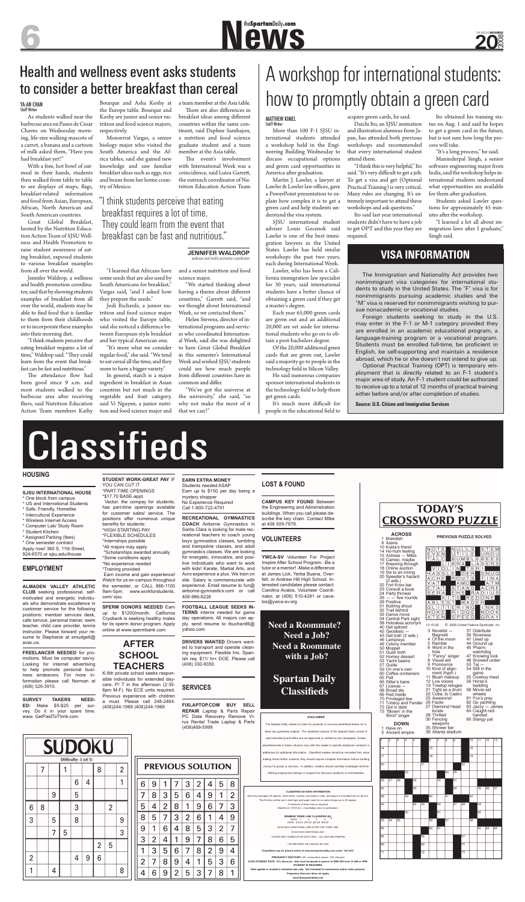# Health and wellness event asks students to consider a better breakfast than cereal

**YA-AN CHAN**
Staff Writer

As students walked near the barbecue area on Paseo de Cesar Chavez on Wednesday morning, life-size walking mascots of a carrot, a banana and a cartoon of milk asked them, "Have you had breakfast yet?"

With a free, hot bowl of oatmeal in their hands, students then walked from table to table to see displays of maps, flags, breakfast-related information and food from Asian, European, African, North American and South American countries.

Great Global Breakfast, hosted by the Nutrition Education Action Team of SJSU Wellness and Health Promotion to raise student awareness of eating breakfast, exposed students to various breakfast examples from all over the world.

Jennifer Waldrop, a wellness and health promotion coordinator, said that by showing students examples of breakfast from all over the world, students may be able to find food that is familiar to them from their childhoods or to incorporate these examples into their morning diet.

"I think students perceive that eating breakfast requires a lot of time," Waldrop said. "They could learn from the event that breakfast can be fast and nutritious."

The attendance flow had been good since 9 a.m. and most students walked to the barbecue area after receiving fliers, said Nutrition Education Action Team members Kathy Bourque and Asha Koshy at the Europe table. Bourque and Koshy are junior and senior nutrition and food science majors, respectively.

Monserrat Vargas, a senior biology major who visited the South America and the Africa tables, said she gained new knowledge and saw familiar breakfast ideas such as eggs, rice and beans from her home country of Mexico.

"I learned that Africans have some seeds that are also used by South Americans for breakfast," Vargas said, "and I asked how they prepare the seeds."

Jodi Richards, a junior nutrition and food science major who visited the Europe table, said she noticed a difference between European-style breakfast and her typical American one.

"It's more what we consider regular food," she said. "We tend to eat cereal all the time, and they seem to have a bigger variety."

In general, starch is a major ingredient in breakfast in Asian countries but not much in the vegetable and fruit category, said Vi Nguyen, a junior nutrition and food science major and a team member at the Asia table.

There are also differences in breakfast ideas among different countries within the same continent, said Daphne Sambajon, a nutrition and food science graduate student and a team member at the Asia table.

The event's involvement with International Week was a coincidence, said Luisa Garrett, the outreach coordinator of Nutrition Education Action Team and a senior nutrition and food science major.

"We started thinking about having a theme about different countries," Garrett said, "and we thought about International Week, so we contacted them."

Helen Stevens, director of international programs and services who coordinated International Week, said she was delighted to have Great Global Breakfast in this semester's International Week and wished SJSU students could see how people from different countries have in common and differ.

"We've got the universe at the university," she said, "so why not make the most of it that we can?"

> "I think students perceive that eating breakfast requires a lot of time. They could learn from the event that breakfast can be fast and nutritious."
>
> **JENNIFER WALDROP**
> wellness and health promotion coordinator

# A workshop for international students: how to promptly obtain a green card

**MATTHEW KIMEL**
Staff Writer

More than 100 F-1 SJSU international students attended a workshop held in the Engineering Building Wednesday to discuss occupational options and green card opportunities in America after graduation.

Martin J. Lawler, a lawyer at Lawler & Lawler law offices, gave a PowerPoint presentation to explain how complex it is to get a green card and help students understand the visa system.

SJSU international student adviser Louis Gecenok said Lawler is one of the best immigration lawyers in the United States. Lawler has held similar workshops the past two years, each during International Week.

Lawler, who has been a California immigration law specialist for 30 years, said international students have a better chance of obtaining a green card if they get a master's degree.

Each year 65,000 green cards are given out and an additional 20,000 are set aside for international students who go on to obtain a post-bachelors degree.

Of the 20,000 additional green cards that are given out, Lawler said a majority go to people in the technology field in Silicon Valley.

He said numerous companies sponsor international students in the technology field to help them get green cards.

It's much more difficult for people in the educational field to acquire green cards, he said.

Daichi Ito, an SJSU animation and illustration alumnus from Japan, has attended both previous workshops and recommended that every international student attend them.

"I think this is very helpful," Ito said. "It's very difficult to get a job. To get a visa and get (Optional Practical Training) is very critical. Many rules are changing. It's extremely important to attend these workshops and ask questions."

Ito said last year international students didn't have to have a job to get OPT and this year they are required.

Ito obtained his training status on Aug. 1 and said he hopes to get a green card in the future, but is not sure how long the process will take.

"It's a long process," he said.

Maninderpal Singh, a senior software engineering major from India, said the workshop helps international students understand what opportunities are available for them after graduation.

Students asked Lawler questions for approximately 45 minutes after the workshop.

"I learned a lot about immigration laws after I graduate," Singh said.

## VISA INFORMATION

The Immigration and Nationality Act provides two nonimmigrant visa categories for international students to study in the United States. The "F" visa is for nonimmigrants pursuing academic studies and the "M" visa is reserved for nonimmigrants wishing to pursue nonacademic or vocational studies.

Foreign students seeking to study in the U.S. may enter in the F-1 or M-1 category provided they are enrolled in an academic educational program, a language-training program or a vocational program. Students must be enrolled full-time, be proficient in English, be self-supporting and maintain a residence abroad, which he or she doesn't not intend to give up.

Optional Practical Training (OPT) is temporary employment that is directly related to an F-1 student's major area of study. An F-1 student could be authorized to receive up to a total of 12 months of practical training either before and/or after completion of studies.

**Source: U.S. Citizen and Immigration Services**

# Classifieds

## HOUSING

**SJSU INTERNATIONAL HOUSE**
* One block from campus
* US and International Students
* Safe, Friendly, Homelike
* Intercultural Experience
* Wireless Internet Access
* Computer Lab/ Study Room
* Student Kitchen
* Assigned Parking (fees)
* One semester contract

Apply now! 360 S. 11th Street, 924-6570 or sjsu.edu/ihouse

## EMPLOYMENT

**ALMADEN VALLEY ATHLETIC CLUB** seeking professional, self-motivated and energetic individuals who demonstrate excellence in customer service for the following positions: member services desk, cafe service, personal trainer, swim teacher, child care provider, tennis instructor. Please forward your resume to Stephanie at smudgett@avac.us.

**FREELANCER NEEDED** for promotions. Must be computer savvy. Looking for internet advertising to help promote personal business endeavors. For more information please call Norman at (408) 329-3910.

**SURVEY TAKERS NEEDED:** Make $5-$25 per survey. Do it in your spare time. www.GetPaidToThink.com

**STUDENT WORK-GREAT PAY** IF YOU CAN CUT IT
*PART-TIME OPENINGS
*$17.70 BASE-appt.
Vector, the company for students, has part-time openings available for customer sales/ service. The positions offer numerous unique benefits for students:
*HIGH STARTING PAY
*FLEXIBLE SCHEDULES
*Internships possible
*All majors may apply
*Scholarships awarded annually
*Some conditions apply
*No experience needed
*Training provided
Earn income and gain experience! Watch for us on-campus throughout the semester, or CALL 866-1100 9am-5pm. www.workforstudents.com/ sjsu

**SPERM DONORS NEEDED** Earn up to $1200/month. California Cryobank is seeking healthy males for its sperm donor program. Apply online at www.spermbank.com

**AFTER SCHOOL TEACHERS**
K-8th private school seeks responsible individuals for extended daycare, P/ T in the afternoon (2:30-6pm M-F). No ECE units required. Previous experience with children a must. Please call 248-2464. (408)244-1968 (408)244-1968

**EARN EXTRA MONEY** Students needed ASAP Earn up to $150 per day being a mystery shopper No Experience Required Call 1-800-722-4791

**RECREATIONAL GYMNASTICS COACH** Airborne Gymnastics in Santa Clara is looking for male recreational teachers to coach young boys gymnastics classes, tumbling and trampoline classes, and adult gymnastics classes. We are looking for energetic, innovative, and positive individuals who want to work with kids! Karate, Martial Arts, and Acro experience a plus. We train on site. Salary is commensurate with experience. Email resume to fun@airborne-gymnastics.com or call 408-986-8226

**FOOTBALL LEAGUE SEEKS INTERNS** interns needed for game day operations. All majors can apply. send resume to rbuchan86@yahoo.com

**DRIVERS WANTED** Drivers wanted to transport and operate cleaning equipment. Flexible hrs. Spanish req. $11/ hr+ DOE. Please call (408) 330-9350.

## SERVICES

**FIXLAPTOP.COM BUY SELL REPAIR** Laptop & Parts Repair PC Data Recovery Remove Virus Rental Trade Laptop & Parts (408)469-5999

## LOST & FOUND

**CAMPUS KEY FOUND** Between the Engineering and Administration buildings. When you call please describe the key chain. Contact MIke at 408 509-7979.

## VOLUNTEERS

**YWCA-SV** Volunteer For Project Inspire After School Program. -Be a tutor or a mentor! -Make a difference at James Lick, Yerba Buena, Overfelt, or Andrew Hill High School. Interested candidates please contact: Carolina Avalos, Volunteer Coordinator, at (408) 510-4281 or cavalos@ywca-sv.org

**Need a Roommate? Need a Job? Need a Roommate with a Job?**

**Spartan Daily Classifieds**

**DISCLAIMER**

The Spartan Daily makes no claim for products or services advertised below nor is there any guarantee implied. The classified columns of the Spartan Daily consist of paid advertising and offers are not approved or verified by the newspaper. Certain advertisements in these columns may refer the reader to specific telephone numbers or addresses for additional information. Classified readers should be reminded that, when making these further contacts, they should require complete information before sending money for goods or services. In addition, readers should carefully investigate all firms offering employment listings or coupons for discount vacations or merchandise.

**CLASSIFIED AD RATE INFORMATION**

Each line averages 25 spaces. Each letter, number, punctuation mark, and space is formatted into an ad line. The first line will be set in bold type and upper case for no extra charge up to 20 spaces. A minimum of three lines is required. Deadline is 10:00 am , 2-weekdays prior to publication.

**MINIMUM THREE LINE CLASSIFIED AD:**
DAYS: 1 2 3 4
RATE: $10.00 $15.00 $20.00 $25.00
$2.50 EACH ADDITIONAL LINE AFTER THE THIRD LINE.
$5.00 EACH ADDITIONAL DAY.
• RATES ARE CONSECUTIVE DAYS ONLY. •ALL ADS ARE PREPAID.
• NO REFUNDS ON CANCELLED ADS.

**Classifieds may be placed online at www.thespartandaily.com under "Ad Info"**

**FREQUENCY DISCOUNT:** 40+ consecutive issues: 10% discount

**SJSU STUDENT RATE: 10% discount. Ads must be placed in person in DBH 209 from 10 AM or 3PM. STUDENT ID REQUIRED.**

**Rate applies to student's individual ads only. Not intended for businesses and/or other persons. Frequency discount does not apply.**

**www.thespartandaily.com**

## TODAY'S CROSSWORD PUZZLE

**ACROSS**
1 Brandish
6 Assns.
10 Kukla's friend
14 Ho-hum feeling
15 Actress — Miles
16 Cameo, maybe
17 Breezing through
18 Online auction
19 Six to an inning
20 Speeder's hazard (2 wds.)
22 Fort Knox bar
23 Consult a book
24 Party thrower
26 — — few rounds
29 Positive
31 Bullring shout
32 Trail behind
33 Dance move
34 Central Park sight
38 Hotcakes acronym
40 Get spliced
42 Geodesic —
43 Get lost! (2 wds.)
46 Lampreys
49 Colony member
50 Moppet
51 Gush forth
52 Homey dessert
53 Yacht basins
57 Guide
59 On one's own
60 Coffee containers
65 Pelt
66 Sitter's bane
67 License —
68 Broad sts.
69 Red inside
70 Privileged few
71 Tolstoy and Fender
72 Got in debt
73 "Blowin' in the Wind" singer

**DOWN**
1 Have on
2 Ancient empire
3 Novelist — Bagnold
4 Of the moon
5 Ramble
6 Went in the hole
7 "Fancy" singer
8 Visual aid
9 Pronounce
10 Kind of alignment (hyph.)
11 Blush makeup
12 Low voices
13 Treetop refuges
21 Tight as a drum
22 Cuba, to Castro
25 Awesome!
26 Facile
27 Diamond Head locale
28 Thrilled
30 Fencing weapons
35 Shower bar
36 Atlanta stadium
37 Distribute
39 Slowness
41 Used up
44 Ground up
45 Pharm. watchdog
47 Knowing look
48 Snowed under
53 Taj —
54 Still in the game
55 Cowboy meet
56 Horse's bedding
58 Movie set wheels
61 Fox's prey
62 Go yachting
63 Jazzy — James
64 Caught red-handed
66 Slangy pal

**PREVIOUS PUZZLE SOLVED**

10-15-08 © 2008 United Feature Syndicate, Inc.

## SUDOKU

Difficulty: 3 (of 5)

| | | | | | | | | |
|---|---|---|---|---|---|---|---|---|
| | 7 | | 1 | | | 8 | | 2 |
| | | | | 6 | 4 | | | 1 |
| | | 9 | | 5 | | | | |
| 6 | 8 | | | 3 | | | 2 | |
| 3 | | 5 | | 8 | | | | 9 |
| | | 7 | 5 | | | | | 3 |
| | | | | | | 2 | 5 | |
| 2 | | | | 4 | 9 | 6 | | |
| 1 | | 4 | | | | | | 8 |

### PREVIOUS SOLUTION

| | | | | | | | | |
|---|---|---|---|---|---|---|---|---|
| 6 | 9 | 1 | 7 | 3 | 2 | 4 | 5 | 8 |
| 7 | 8 | 3 | 5 | 6 | 4 | 9 | 1 | 2 |
| 5 | 4 | 2 | 8 | 1 | 9 | 6 | 7 | 3 |
| 8 | 5 | 7 | 3 | 2 | 6 | 1 | 4 | 9 |
| 9 | 1 | 6 | 4 | 8 | 5 | 3 | 2 | 7 |
| 3 | 2 | 4 | 1 | 9 | 7 | 8 | 6 | 5 |
| 1 | 3 | 5 | 6 | 7 | 8 | 2 | 9 | 4 |
| 2 | 7 | 8 | 9 | 4 | 1 | 5 | 3 | 6 |
| 4 | 6 | 9 | 2 | 5 | 3 | 7 | 8 | 1 |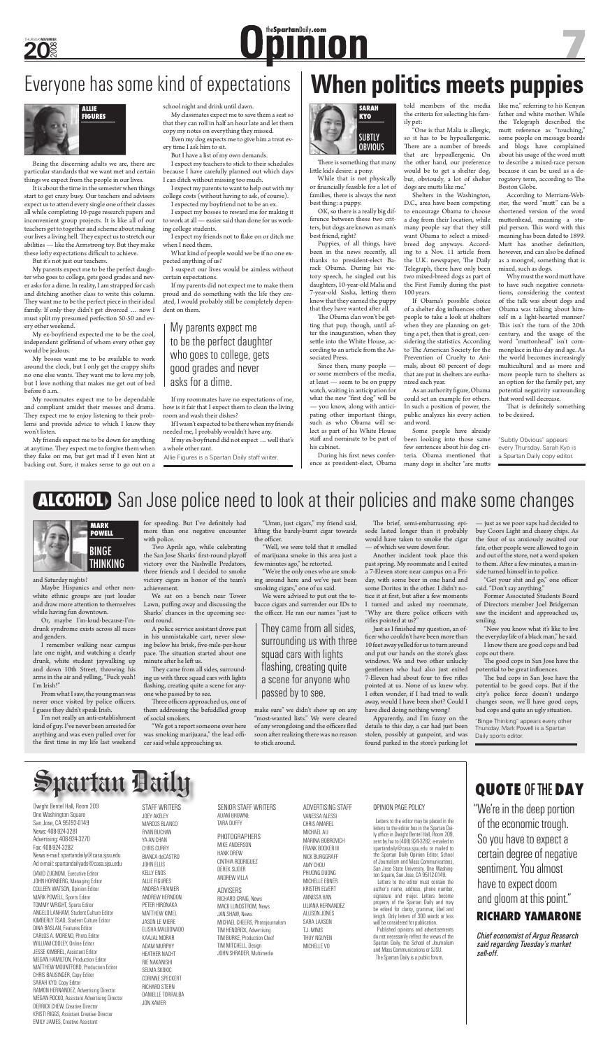# Opinion

## Everyone has some kind of expectations

**ALLIE FIGURES**

Being the discerning adults we are, there are particular standards that we want met and certain things we expect from the people in our lives.

It is about the time in the semester when things start to get crazy busy. Our teachers and advisers expect us to attend every single one of their classes all while completing 10-page research papers and inconvenient group projects. It is like all of our teachers get together and scheme about making our lives a living hell. They expect us to stretch our abilities — like the Armstrong toy. But they make these lofty expectations difficult to achieve.

But it's not just our teachers.

My parents expect me to be the perfect daughter who goes to college, gets good grades and never asks for a dime. In reality, I am strapped for cash and ditching another class to write this column. They want me to be the perfect piece in their ideal family. If only they didn't get divorced … now I must split my presumed perfection 50-50 and every other weekend.

My ex-boyfriend expected me to be the cool, independent girlfriend of whom every other guy would be jealous.

My bosses want me to be available to work around the clock, but I only get the crappy shifts no one else wants. They want me to love my job, but I love nothing that makes me get out of bed before 6 a.m.

My roommates expect me to be dependable and compliant amidst their messes and drama. They expect me to enjoy listening to their problems and provide advice to which I know they won't listen.

My friends expect me to be down for anything at anytime. They expect me to forgive them when they flake on me, but get mad if I even hint at backing out. Sure, it makes sense to go out on a school night and drink until dawn.

My classmates expect me to save them a seat so that they can roll in half an hour late and let them copy my notes on everything they missed.

Even my dog expects me to give him a treat every time I ask him to sit.

But I have a list of my own demands.

I expect my teachers to stick to their schedules because I have carefully planned out which days I can ditch without missing too much.

I expect my boyfriend not to be an ex.

I expect my parents to want to help out with my college costs (without having to ask, of course).

I expect my bosses to reward me for making it to work at all — easier said than done for us working college students.

I expect my friends not to flake on or ditch me when I need them.

What kind of people would we be if no one expected anything of us?

I suspect our lives would be aimless without certain expectations.

If my parents did not expect me to make them proud and do something with the life they created, I would probably still be completely dependent on them.

> My parents expect me to be the perfect daughter who goes to college, gets good grades and never asks for a dime.

If my roommates have no expectations of me, how is it fair that I expect them to clean the living room and wash their dishes?

If I wasn't expected to be there when my friends needed me, I probably wouldn't have any.

If my ex-boyfriend did not expect … well that's a whole other rant.

*Allie Figures is a Spartan Daily staff writer.*

## When politics meets puppies

**SARAH KYO** — SUBTLY OBVIOUS

There is something that many little kids desire: a pony.

While that is not physically or financially feasible for a lot of families, there is always the next best thing: a puppy.

OK, so there is a really big difference between these two critters, but dogs are known as man's best friend, right?

Puppies, of all things, have been in the news recently, all thanks to president-elect Barack Obama. During his victory speech, he singled out his daughters, 10-year-old Malia and 7-year-old Sasha, letting them know that they earned the puppy that they have wanted after all.

The Obama clan won't be getting that pup, though, until after the inauguration, when they settle into the White House, according to an article from the Associated Press.

Since then, many people — or some members of the media, at least — seem to be on puppy watch, waiting in anticipation for what the new "first dog" will be — you know, along with anticipating other important things, such as who Obama will select as part of his White House staff and nominate to be part of his cabinet.

During his first news conference as president-elect, Obama told members of the media the criteria for selecting his family pet:

"One is that Malia is allergic, so it has to be hypoallergenic. There are a number of breeds that are hypoallergenic. On the other hand, our preference would be to get a shelter dog, but, obviously, a lot of shelter dogs are mutts like me."

Shelters in the Washington, D.C., area have been competing to encourage Obama to choose a dog from their location, while many people say that they still want Obama to select a mixed-breed dog anyways. According to a Nov. 11 article from the U.K. newspaper, The Daily Telegraph, there have only been two mixed-breed dogs as part of the First Family during the past 100 years.

If Obama's possible choice of a shelter dog influences other people to take a look at shelters when they are planning on getting a pet, then that is great, considering the statistics. According to The American Society for the Prevention of Cruelty to Animals, about 60 percent of dogs that are put in shelters are euthanized each year.

As an authority figure, Obama could set an example for others. In such a position of power, the public analyzes his every action and word.

Some people have already been looking into those same few sentences about his dog criteria. Obama mentioned that many dogs in shelter "are mutts like me," referring to his Kenyan father and white mother. While the Telegraph described the mutt reference as "touching," some people on message boards and blogs have complained about his usage of the word mutt to describe a mixed-race person because it can be used as a derogatory term, according to The Boston Globe.

According to Merriam-Webster, the word "mutt" can be a shortened version of the word muttonhead, meaning a stupid person. This word with this meaning has been dated to 1899. Mutt has another definition, however, and can also be defined as a mongrel, something that is mixed, such as dogs.

Why must the word mutt have to have such negative connotations, considering the context of the talk was about dogs and Obama was talking about himself in a light-hearted manner? This isn't the turn of the 20th century, and the usage of the word "muttonhead" isn't commonplace in this day and age. As the world becomes increasingly multicultural and as more and more people turn to shelters as an option for the family pet, any potential negativity surrounding that word will decrease.

That is definitely something to be desired.

*"Subtly Obvious" appears every Thursday. Sarah Kyo is a Spartan Daily copy editor.*

## ALCOHOL: San Jose police need to look at their policies and make some changes

**MARK POWELL** — BINGE THINKING

and Saturday nights?

Maybe Hispanics and other non-white ethnic groups are just louder and draw more attention to themselves while having fun downtown.

Or, maybe I'm-loud-because-I'm-drunk syndrome exists across all races and genders.

I remember walking near campus late one night, and watching a clearly drunk, white student jaywalking up and down 10th Street, throwing his arms in the air and yelling, "Fuck yeah! I'm Irish!"

From what I saw, the young man was never once visited by police officers. I guess they didn't speak Irish.

I'm not really an anti-establishment kind of guy. I've never been arrested for anything and was even pulled over for the first time in my life last weekend for speeding. But I've definitely had more than one negative encounter with police.

Two Aprils ago, while celebrating the San Jose Sharks' first-round playoff victory over the Nashville Predators, three friends and I decided to smoke victory cigars in honor of the team's achievement.

We sat on a bench near Tower Lawn, puffing away and discussing the Sharks' chances in the upcoming second round.

A police service assistant drove past in his unmistakable cart, never slowing below his brisk, five-mile-per-hour pace. The situation started about one minute after he left us.

They came from all sides, surrounding us with three squad cars with lights flashing, creating quite a scene for anyone who passed by to see.

Three officers approached us, one of them addressing the befuddled group of social smokers.

"We got a report someone over here was smoking marijuana," the lead officer said while approaching us.

"Umm, just cigars," my friend said, lifting the barely-burnt cigar towards the officer.

"Well, we were told that it smelled of marijuana smoke in this area just a few minutes ago," he retorted.

"We're the only ones who are smoking around here and we've just been smoking cigars," one of us said.

We were advised to put out the tobacco cigars and surrender our IDs to the officer. He ran our names "just to make sure" we didn't show up on any "most-wanted lists." We were cleared of any wrongdoing and the officers fled soon after realizing there was no reason to stick around.

> They came from all sides, surrounding us with three squad cars with lights flashing, creating quite a scene for anyone who passed by to see.

The brief, semi-embarrassing episode lasted longer than it probably would have taken to smoke the cigar — of which we were down four.

Another incident took place this past spring. My roommate and I exited a 7-Eleven store near campus on a Friday, with some beer in one hand and some Doritos in the other. I didn't notice it at first, but after a few moments I turned and asked my roommate, "Why are there police officers with rifles pointed at us?"

Just as I finished my question, an officer who couldn't have been more than 10 feet away yelled for us to turn around and put our hands on the store's glass windows. We and two other unlucky gentlemen who had also just exited 7-Eleven had about four to five rifles pointed at us. None of us knew why. I often wonder, if I had tried to walk away, would I have been shot? Could I have died doing nothing wrong?

Apparently, and I'm fuzzy on the details to this day, a car had just been stolen, possibly at gunpoint, and was found parked in the store's parking lot — just as we poor saps had decided to buy Coors Light and cheesy chips. As the four of us anxiously awaited our fate, other people were allowed to go in and out of the store, not a word spoken to them. After a few minutes, a man inside turned himself in to police.

"Get your shit and go," one officer said. "Don't say anything."

Former Associated Students Board of Directors member Joel Bridgeman saw the incident and approached us, smiling.

"Now you know what it's like to live the everyday life of a black man," he said.

I know there are good cops and bad cops out there.

The good cops in San Jose have the potential to be great influences.

The bad cops in San Jose have the potential to be good cops. But if the city's police force doesn't undergo changes soon, we'll have good cops, bad cops and quite an ugly situation.

*"Binge Thinking" appears every other Thursday. Mark Powell is a Spartan Daily sports editor.*

# Spartan Daily

Dwight Bentel Hall, Room 209
One Washington Square
San Jose, CA 95192-0149
News: 408-924-3281
Advertising: 408-924-3270
Fax: 408-924-3282
News e-mail: spartandaily@casa.sjsu.edu
Ad e-mail: spartandailyads@casa.sjsu.edu

DAVID ZUGNONI, Executive Editor
JOHN HORNBERG, Managing Editor
COLLEEN WATSON, Opinion Editor
MARK POWELL, Sports Editor
TOMMY WRIGHT, Sports Editor
ANGELO LANHAM, Student Culture Editor
KIMBERLY TSAO, Student Culture Editor
DINA BASLAN, Features Editor
CARLOS A. MORENO, Photo Editor
WILLIAM COOLEY, Online Editor
JESSE KIMBREL, Assistant Editor
MEGAN HAMILTON, Production Editor
MATTHEW MOUNTFORD, Production Editor
CHRIS BAUSINGER, Copy Editor
SARAH KYO, Copy Editor
RAMON HERNANDEZ, Advertising Director
MEGAN ROCKO, Assistant Advertising Director
DERRICK CHEW, Creative Director
KRISTI RIGGS, Assistant Creative Director
EMILY JAMES, Creative Assistant

**STAFF WRITERS**
JOEY AKELEY
MARCOS BLANCO
RYAN BUCHAN
YA-AN CHAN
CHRIS CURRY
BIANCA deCASTRO
JOHN ELLIS
KELLY ENOS
ALLIE FIGURES
ANDREA FRAINIER
ANDREW HERNDON
PETER HIRONAKA
MATTHEW KIMEL
JASON LE MIERE
ELISHA MALDONADO
KAAJAL MORAR
ADAM MURPHY
HEATHER NACHT
RIE NAKANISHI
SELMA SKOKIC
CORINNE SPECKERT
RICHARD STERN
DANIELLE TORRALBA
JON XAVIER

**SENIOR STAFF WRITERS**
ADAM BROWNE
TARA DUFFY

**PHOTOGRAPHERS**
MIKE ANDERSON
HANK DREW
CINTHIA RODRIGUEZ
DEREK SIJDER
ANDREW VILLA

**ADVISERS**
RICHARD CRAIG, News
MACK LUNDSTROM, News
JAN SHAW, News
MICHAEL CHEERS, Photojournalism
TIM HENDRICK, Advertising
TIM BURKE, Production Chief
TIM MITCHELL, Design
JOHN SHRADER, Multimedia

**ADVERTISING STAFF**
VANESSA ALESSI
CHRIS AMAREL
MICHAEL AU
MARINA BOBROVICH
FRANK BOOKER III
NICK BURGGRAFF
AMY CHOU
PHUONG DUONG
MICHELLE EBNER
KRISTEN ELVERT
ANNISSA HAN
LILIANA HERNANDEZ
ALLISON JONES
SARA LAXSON
T.J. MIMS
THUY NGUYEN
MICHELLE VO

**OPINION PAGE POLICY**

Letters to the editor may be placed in the letters to the editor box in the Spartan Daily office in Dwight Bentel Hall, Room 209, sent by fax to (408) 924-3282, e-mailed to spartandaily@casa.sjsu.edu or mailed to the Spartan Daily Opinion Editor, School of Journalism and Mass Communications, San Jose State University, One Washington Square, San Jose, CA 95112-0149.

Letters to the editor must contain the author's name, address, phone number, signature and major. Letters become property of the Spartan Daily and may be edited for clarity, grammar, libel and length. Only letters of 300 words or less will be considered for publication.

Published opinions and advertisements do not necessarily reflect the views of the Spartan Daily, the School of Journalism and Mass Communications or SJSU.

The Spartan Daily is a public forum.

## QUOTE OF THE DAY

"We're in the deep portion of the economic trough. So you have to expect a certain degree of negative sentiment. You almost have to expect doom and gloom at this point."

**RICHARD YAMARONE**

*Chief economist of Argus Research said regarding Tuesday's market sell-off.*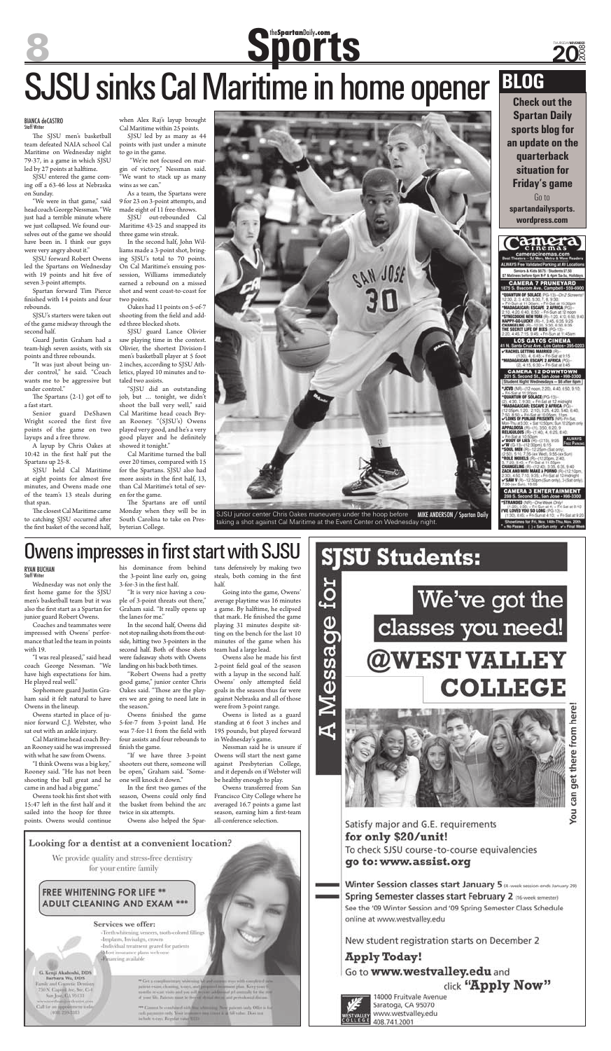# SJSU sinks Cal Maritime in home opener

**BIANCA deCASTRO**
Staff Writer

The SJSU men's basketball team defeated NAIA school Cal Maritime on Wednesday night 79-37, in a game in which SJSU led by 27 points at halftime.

SJSU entered the game coming off a 63-46 loss at Nebraska on Sunday.

"We were in that game," said head coach George Nessman. "We just had a terrible minute where we just collapsed. We found ourselves out of the game we should have been in. I think our guys were very angry about it."

SJSU forward Robert Owens led the Spartans on Wednesday with 19 points and hit five of seven 3-point attempts.

Spartan forward Tim Pierce finished with 14 points and four rebounds.

SJSU's starters were taken out of the game midway through the second half.

Guard Justin Graham had a team-high seven assists, with six points and three rebounds.

"It was just about being under control," he said. "Coach wants me to be aggressive but under control."

The Spartans (2-1) got off to a fast start.

Senior guard DeShawn Wright scored the first five points of the game on two layups and a free throw.

A layup by Chris Oakes at 10:42 in the first half put the Spartans up 25-8.

SJSU held Cal Maritime at eight points for almost five minutes, and Owens made one of the team's 13 steals during that span.

The closest Cal Maritime came to catching SJSU occurred after the first basket of the second half, when Alex Raj's layup brought Cal Maritime within 25 points.

SJSU led by as many as 44 points with just under a minute to go in the game.

"We're not focused on margin of victory," Nessman said. "We want to stack up as many wins as we can."

As a team, the Spartans were 9 for 23 on 3-point attempts, and made eight of 11 free-throws.

SJSU out-rebounded Cal Maritime 43-25 and snapped its three game win streak.

In the second half, John Williams made a 3-point shot, bringing SJSU's total to 70 points. On Cal Maritime's ensuing possession, Williams immediately earned a rebound on a missed shot and went coast-to-coast for two points.

Oakes had 11 points on 5-of-7 shooting from the field and added three blocked shots.

SJSU guard Lance Olivier saw playing time in the contest. Olivier, the shortest Division-I men's basketball player at 5 foot 2 inches, according to SJSU Athletics, played 10 minutes and totaled two assists.

"SJSU did an outstanding job, but … tonight, we didn't shoot the ball very well," said Cal Maritime head coach Bryan Rooney. "(SJSU's) Owens played very good, and he's a very good player and he definitely showed it tonight."

Cal Maritime turned the ball over 20 times, compared with 15 for the Spartans. SJSU also had more assists in the first half, 13, than Cal Maritime's total of seven for the game.

The Spartans are off until Monday when they will be in South Carolina to take on Presbyterian College.

SJSU junior center Chris Oakes maneuvers under the hoop before taking a shot against Cal Maritime at the Event Center on Wednesday night. MIKE ANDERSON / Spartan Daily

## BLOG

**Check out the Spartan Daily sports blog for an update on the quarterback situation for Friday's game**

Go to **spartandailysports.wordpress.com**

# Owens impresses in first start with SJSU

**RYAN BUCHAN**
Staff Writer

Wednesday was not only the first home game for the SJSU men's basketball team but it was also the first start as a Spartan for junior guard Robert Owens.

Coaches and teammates were impressed with Owens' performance that led the team in points with 19.

"I was real pleased," said head coach George Nessman. "We have high expectations for him. He played real well."

Sophomore guard Justin Graham said it felt natural to have Owens in the lineup.

Owens started in place of junior forward C.J. Webster, who sat out with an ankle injury.

Cal Maritime head coach Bryan Rooney said he was impressed with what he saw from Owens.

"I think Owens was a big key," Rooney said. "He has not been shooting the ball great and he came in and had a big game."

Owens took his first shot with 15:47 left in the first half and it sailed into the hoop for three points. Owens would continue his dominance from behind the 3-point line early on, going 3-for-3 in the first half.

"It is very nice having a couple of 3-point threats out there," Graham said. "It really opens up the lanes for me."

In the second half, Owens did not stop nailing shots from the outside, hitting two 3-pointers in the second half. Both of those shots were fadeaway shots with Owens landing on his back both times.

"Robert Owens had a pretty good game," junior center Chris Oakes said. "Those are the players we are going to need late in the season."

Owens finished the game 5-for-7 from 3-point land. He was 7-for-11 from the field with four assists and four rebounds to finish the game.

"If we have three 3-point shooters out there, someone will be open," Graham said. "Someone will knock it down."

In the first two games of the season, Owens could only find the basket from behind the arc twice in six attempts.

Owens also helped the Spartans defensively by making two steals, both coming in the first half.

Going into the game, Owens' average playtime was 16 minutes a game. By halftime, he eclipsed that mark. He finished the game playing 31 minutes despite sitting on the bench for the last 10 minutes of the game when his team had a large lead.

Owens also he made his first 2-point field goal of the season with a layup in the second half. Owens' only attempted field goals in the season thus far were against Nebraska and all of those were from 3-point range.

Owens is listed as a guard standing at 6 foot 3 inches and 195 pounds, but played forward in Wednesday's game.

Nessman said he is unsure if Owens will start the next game against Presbyterian College, and it depends on if Webster will be healthy enough to play.

Owens transferred from San Francisco City College where he averaged 16.7 points a game last season, earning him a first-team all-conference selection.